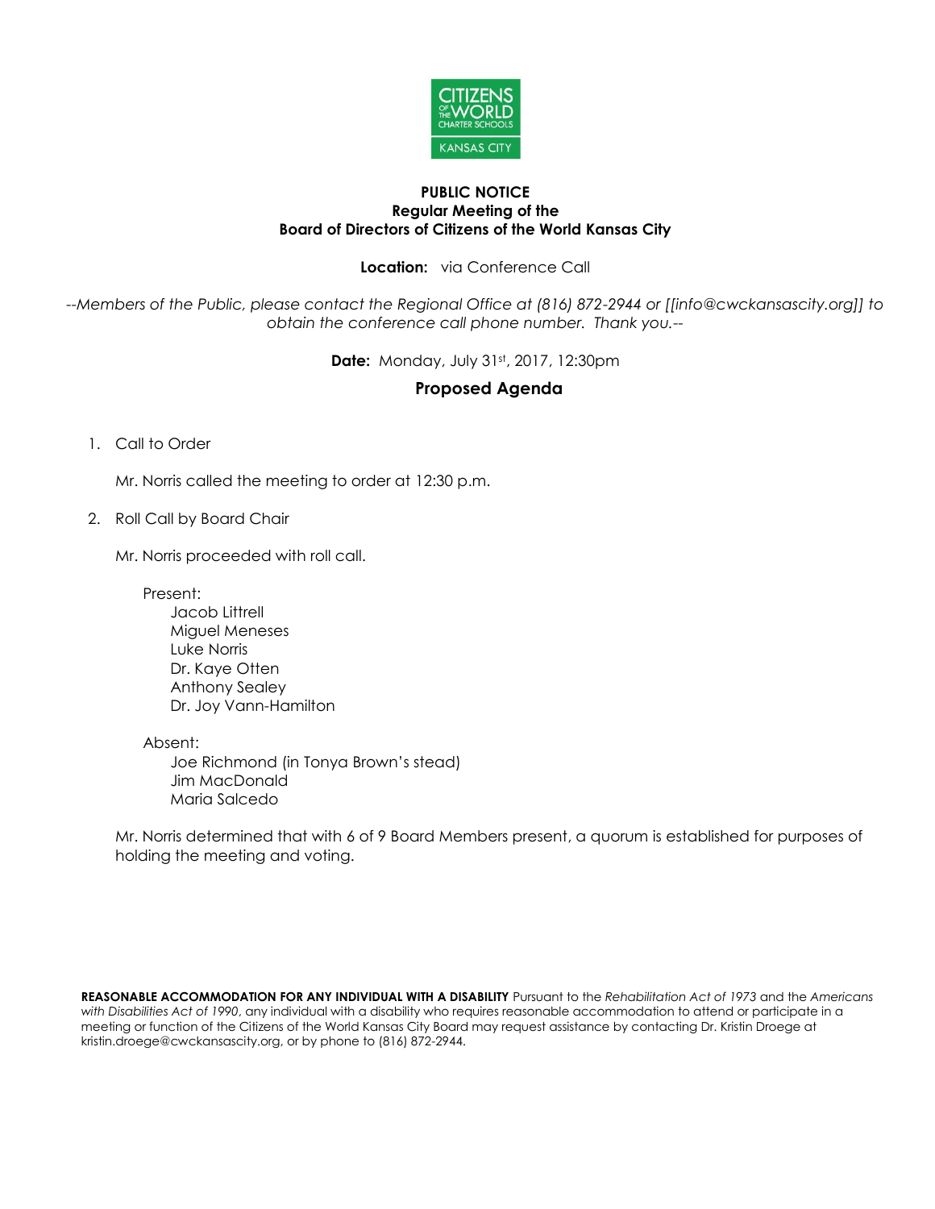**PUBLIC NOTICE**
**Regular Meeting of the**
**Board of Directors of Citizens of the World Kansas City**

**Location:** via Conference Call

*--Members of the Public, please contact the Regional Office at (816) 872-2944 or [[info@cwckansascity.org]] to obtain the conference call phone number. Thank you.--*

**Date:** Monday, July 31st, 2017, 12:30pm

## Proposed Agenda

1. Call to Order

   Mr. Norris called the meeting to order at 12:30 p.m.

2. Roll Call by Board Chair

   Mr. Norris proceeded with roll call.

   Present:
   - Jacob Littrell
   - Miguel Meneses
   - Luke Norris
   - Dr. Kaye Otten
   - Anthony Sealey
   - Dr. Joy Vann-Hamilton

   Absent:
   - Joe Richmond (in Tonya Brown's stead)
   - Jim MacDonald
   - Maria Salcedo

   Mr. Norris determined that with 6 of 9 Board Members present, a quorum is established for purposes of holding the meeting and voting.

**REASONABLE ACCOMMODATION FOR ANY INDIVIDUAL WITH A DISABILITY** Pursuant to the *Rehabilitation Act of 1973* and the *Americans with Disabilities Act of 1990*, any individual with a disability who requires reasonable accommodation to attend or participate in a meeting or function of the Citizens of the World Kansas City Board may request assistance by contacting Dr. Kristin Droege at kristin.droege@cwckansascity.org, or by phone to (816) 872-2944.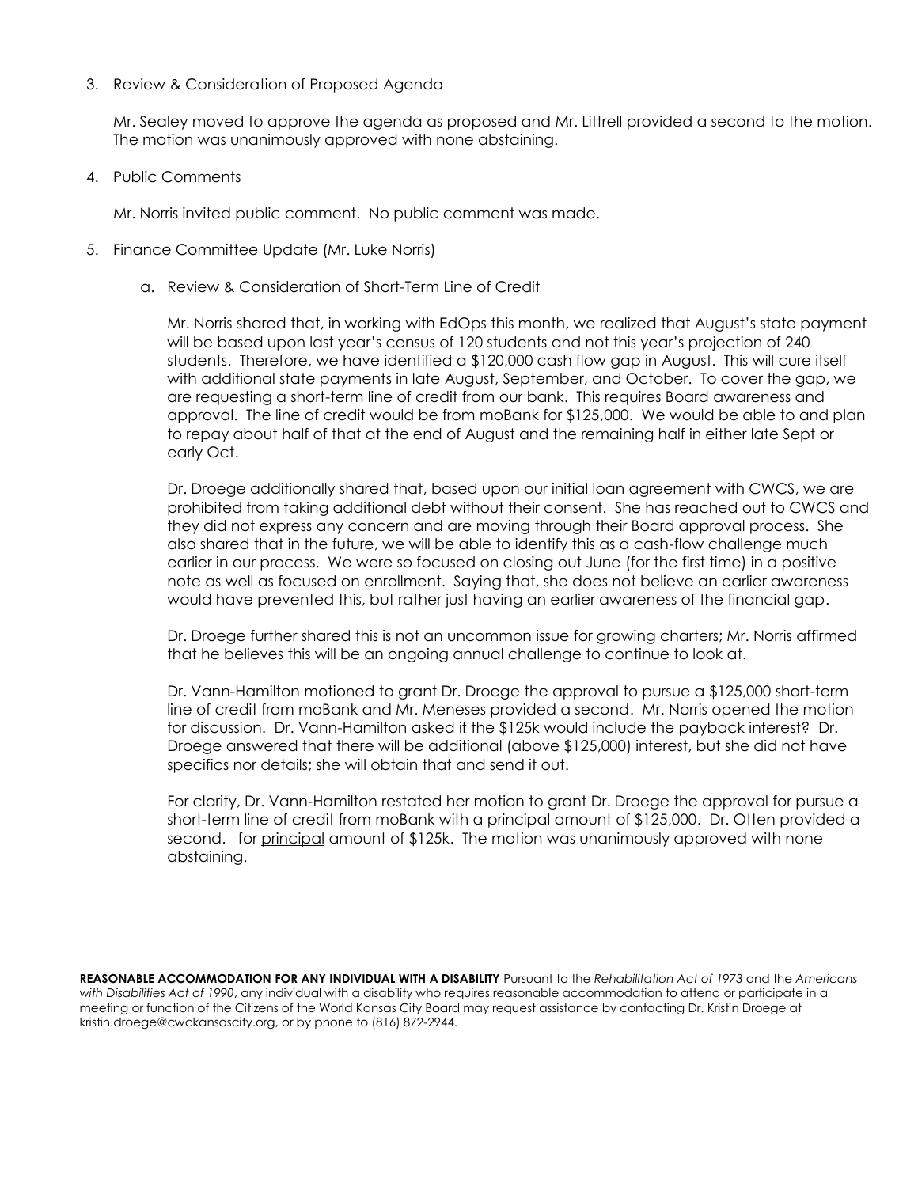3. Review & Consideration of Proposed Agenda

   Mr. Sealey moved to approve the agenda as proposed and Mr. Littrell provided a second to the motion. The motion was unanimously approved with none abstaining.

4. Public Comments

   Mr. Norris invited public comment. No public comment was made.

5. Finance Committee Update (Mr. Luke Norris)

   a. Review & Consideration of Short-Term Line of Credit

      Mr. Norris shared that, in working with EdOps this month, we realized that August's state payment will be based upon last year's census of 120 students and not this year's projection of 240 students. Therefore, we have identified a $120,000 cash flow gap in August. This will cure itself with additional state payments in late August, September, and October. To cover the gap, we are requesting a short-term line of credit from our bank. This requires Board awareness and approval. The line of credit would be from moBank for $125,000. We would be able to and plan to repay about half of that at the end of August and the remaining half in either late Sept or early Oct.

      Dr. Droege additionally shared that, based upon our initial loan agreement with CWCS, we are prohibited from taking additional debt without their consent. She has reached out to CWCS and they did not express any concern and are moving through their Board approval process. She also shared that in the future, we will be able to identify this as a cash-flow challenge much earlier in our process. We were so focused on closing out June (for the first time) in a positive note as well as focused on enrollment. Saying that, she does not believe an earlier awareness would have prevented this, but rather just having an earlier awareness of the financial gap.

      Dr. Droege further shared this is not an uncommon issue for growing charters; Mr. Norris affirmed that he believes this will be an ongoing annual challenge to continue to look at.

      Dr. Vann-Hamilton motioned to grant Dr. Droege the approval to pursue a $125,000 short-term line of credit from moBank and Mr. Meneses provided a second. Mr. Norris opened the motion for discussion. Dr. Vann-Hamilton asked if the $125k would include the payback interest? Dr. Droege answered that there will be additional (above $125,000) interest, but she did not have specifics nor details; she will obtain that and send it out.

      For clarity, Dr. Vann-Hamilton restated her motion to grant Dr. Droege the approval for pursue a short-term line of credit from moBank with a principal amount of $125,000. Dr. Otten provided a second. for <u>principal</u> amount of $125k. The motion was unanimously approved with none abstaining.

**REASONABLE ACCOMMODATION FOR ANY INDIVIDUAL WITH A DISABILITY** Pursuant to the *Rehabilitation Act of 1973* and the *Americans with Disabilities Act of 1990*, any individual with a disability who requires reasonable accommodation to attend or participate in a meeting or function of the Citizens of the World Kansas City Board may request assistance by contacting Dr. Kristin Droege at kristin.droege@cwckansascity.org, or by phone to (816) 872-2944.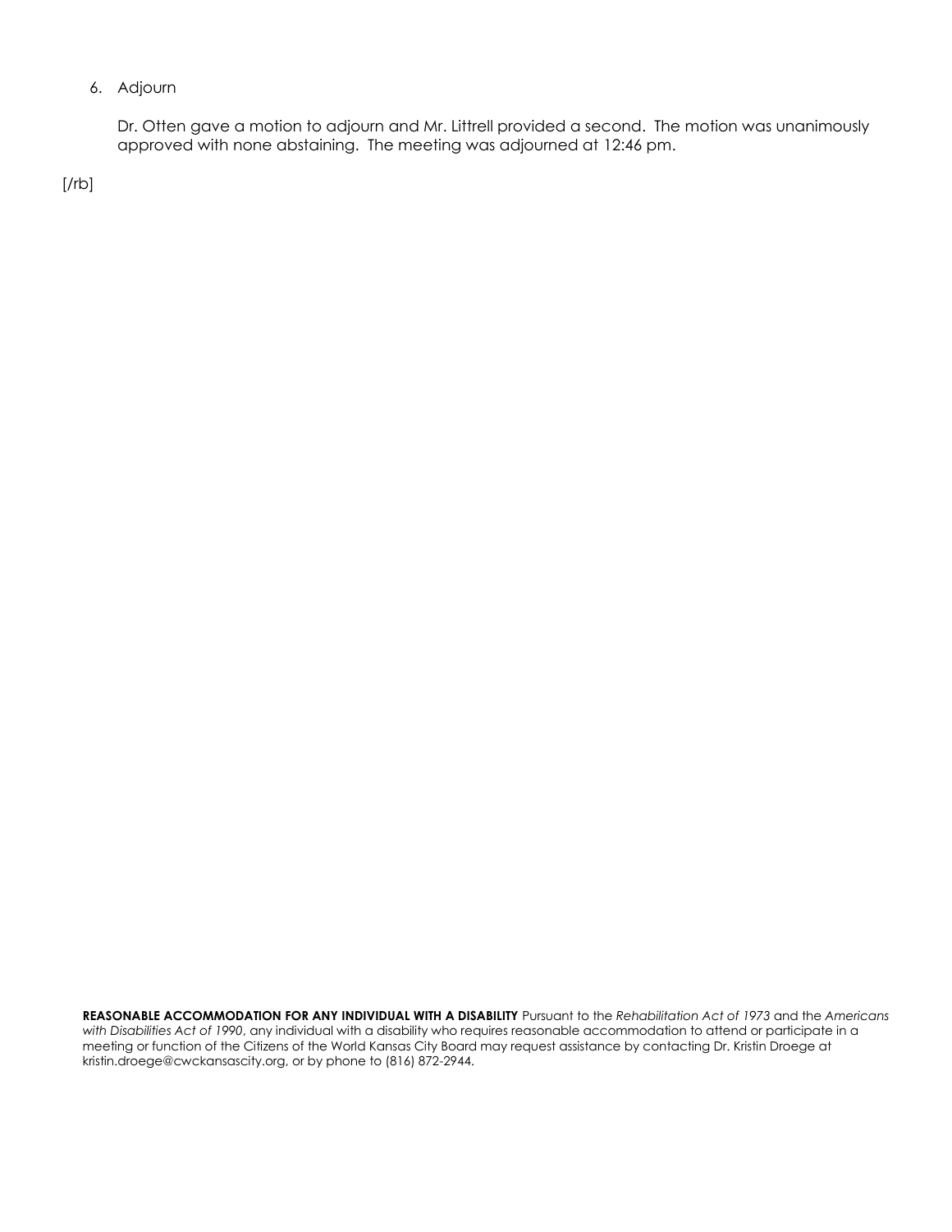6. Adjourn

   Dr. Otten gave a motion to adjourn and Mr. Littrell provided a second. The motion was unanimously approved with none abstaining. The meeting was adjourned at 12:46 pm.

[/rb]

**REASONABLE ACCOMMODATION FOR ANY INDIVIDUAL WITH A DISABILITY** Pursuant to the *Rehabilitation Act of 1973* and the *Americans with Disabilities Act of 1990*, any individual with a disability who requires reasonable accommodation to attend or participate in a meeting or function of the Citizens of the World Kansas City Board may request assistance by contacting Dr. Kristin Droege at kristin.droege@cwckansascity.org, or by phone to (816) 872-2944.